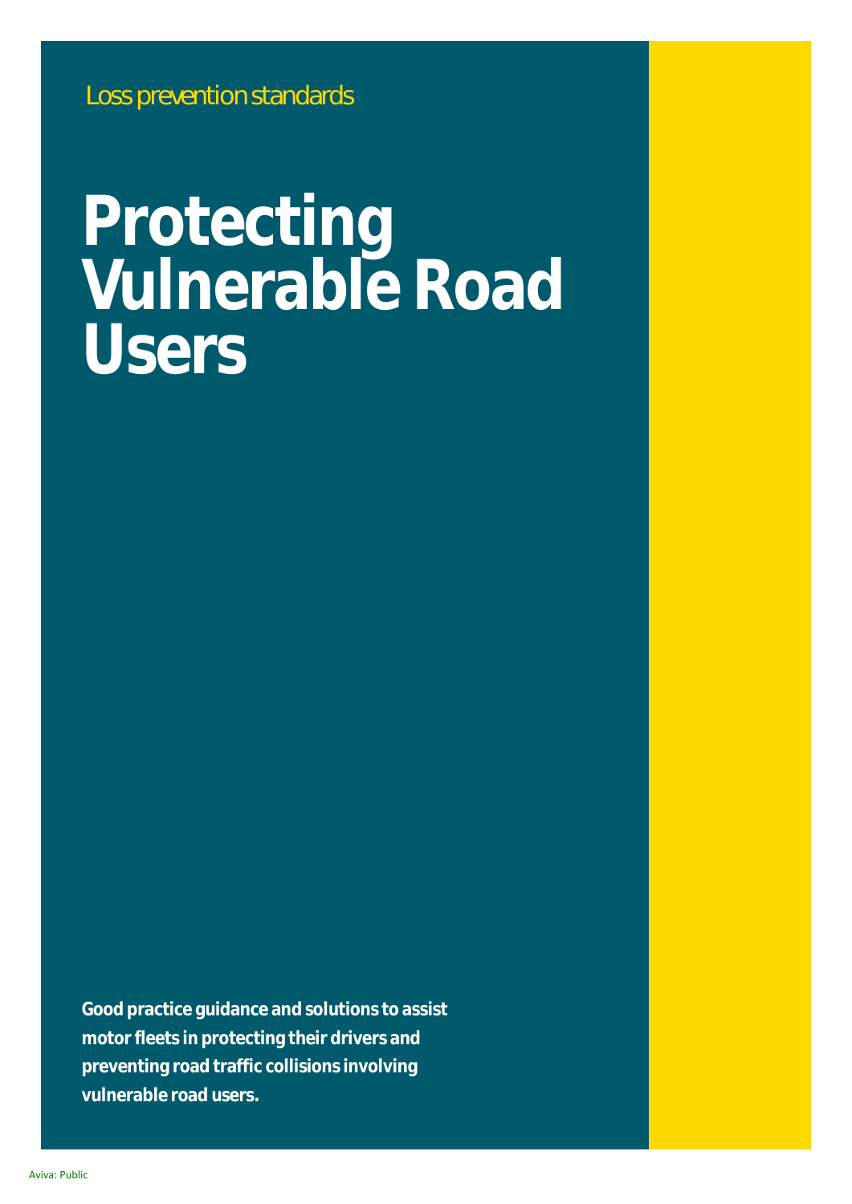Loss prevention standards

# Protecting Vulnerable Road Users

**Good practice guidance and solutions to assist motor fleets in protecting their drivers and preventing road traffic collisions involving vulnerable road users.**

Aviva: Public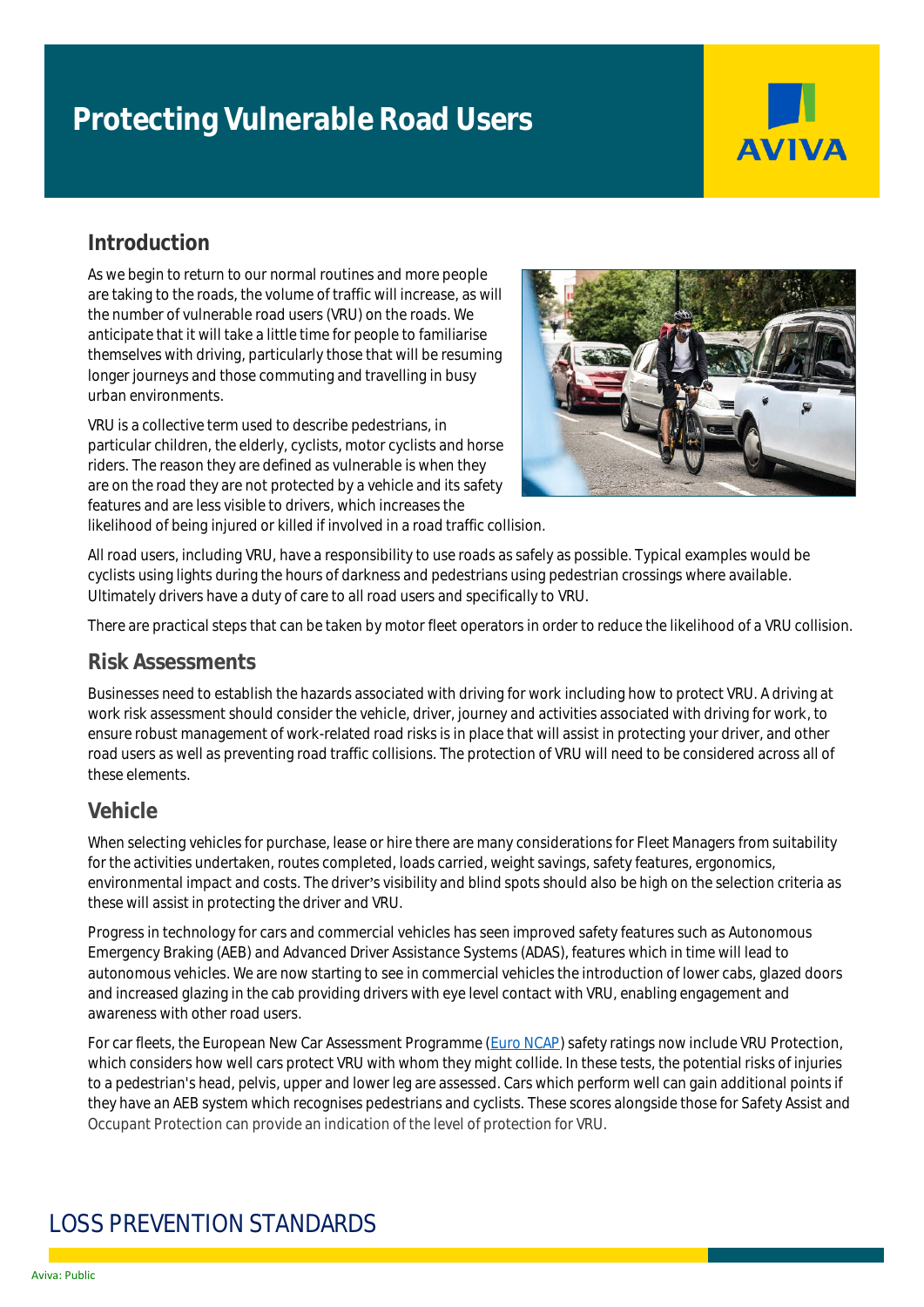# Protecting Vulnerable Road Users

## Introduction

As we begin to return to our normal routines and more people are taking to the roads, the volume of traffic will increase, as will the number of vulnerable road users (VRU) on the roads. We anticipate that it will take a little time for people to familiarise themselves with driving, particularly those that will be resuming longer journeys and those commuting and travelling in busy urban environments.

VRU is a collective term used to describe pedestrians, in particular children, the elderly, cyclists, motor cyclists and horse riders. The reason they are defined as vulnerable is when they are on the road they are not protected by a vehicle and its safety features and are less visible to drivers, which increases the likelihood of being injured or killed if involved in a road traffic collision.

All road users, including VRU, have a responsibility to use roads as safely as possible. Typical examples would be cyclists using lights during the hours of darkness and pedestrians using pedestrian crossings where available. Ultimately drivers have a duty of care to all road users and specifically to VRU.

There are practical steps that can be taken by motor fleet operators in order to reduce the likelihood of a VRU collision.

## Risk Assessments

Businesses need to establish the hazards associated with driving for work including how to protect VRU. A driving at work risk assessment should consider the vehicle, driver, journey and activities associated with driving for work, to ensure robust management of work-related road risks is in place that will assist in protecting your driver, and other road users as well as preventing road traffic collisions. The protection of VRU will need to be considered across all of these elements.

## Vehicle

When selecting vehicles for purchase, lease or hire there are many considerations for Fleet Managers from suitability for the activities undertaken, routes completed, loads carried, weight savings, safety features, ergonomics, environmental impact and costs. The driver's visibility and blind spots should also be high on the selection criteria as these will assist in protecting the driver and VRU.

Progress in technology for cars and commercial vehicles has seen improved safety features such as Autonomous Emergency Braking (AEB) and Advanced Driver Assistance Systems (ADAS), features which in time will lead to autonomous vehicles. We are now starting to see in commercial vehicles the introduction of lower cabs, glazed doors and increased glazing in the cab providing drivers with eye level contact with VRU, enabling engagement and awareness with other road users.

For car fleets, the European New Car Assessment Programme (Euro NCAP) safety ratings now include VRU Protection, which considers how well cars protect VRU with whom they might collide. In these tests, the potential risks of injuries to a pedestrian's head, pelvis, upper and lower leg are assessed. Cars which perform well can gain additional points if they have an AEB system which recognises pedestrians and cyclists. These scores alongside those for Safety Assist and Occupant Protection can provide an indication of the level of protection for VRU.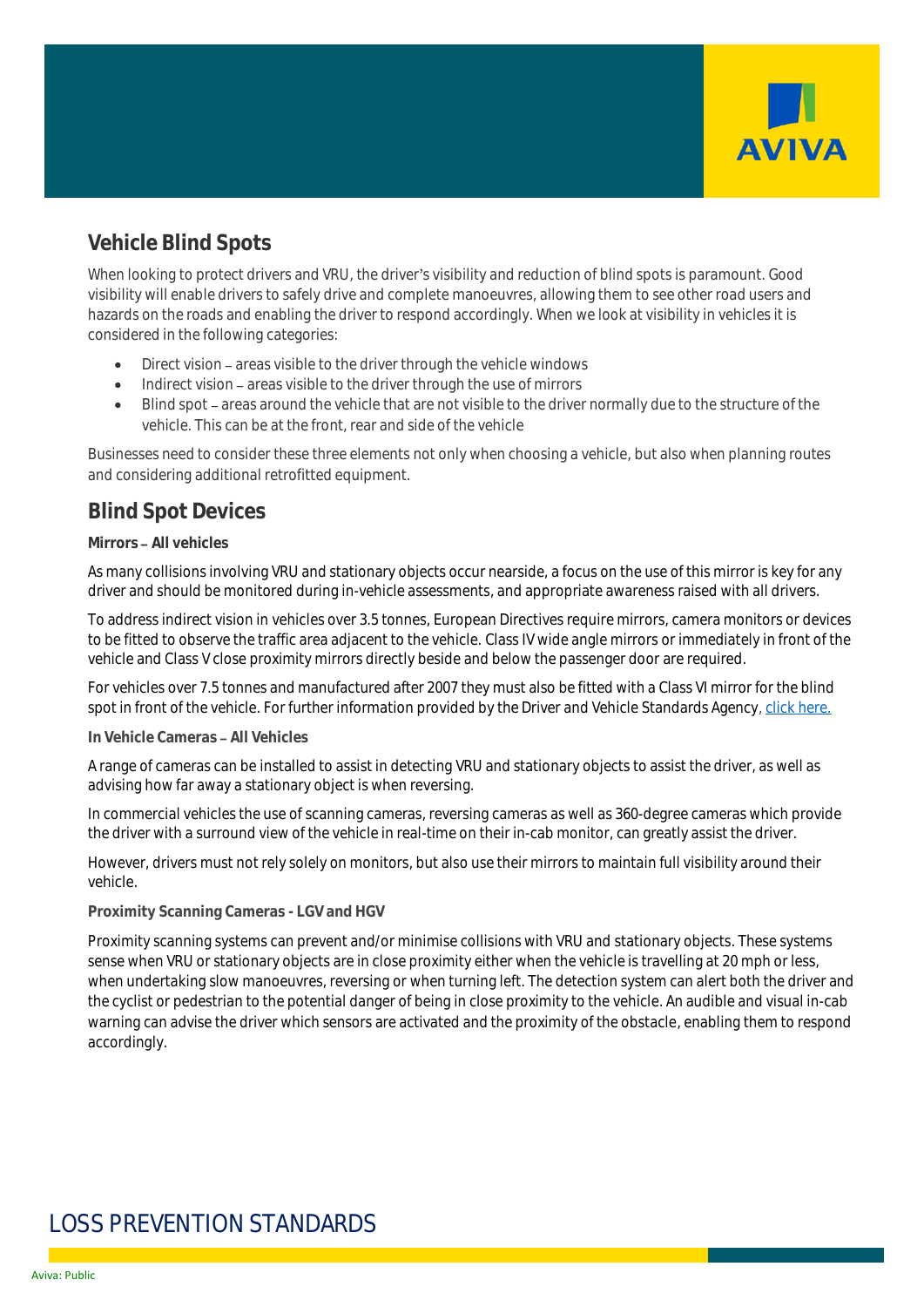## Vehicle Blind Spots

When looking to protect drivers and VRU, the driver's visibility and reduction of blind spots is paramount. Good visibility will enable drivers to safely drive and complete manoeuvres, allowing them to see other road users and hazards on the roads and enabling the driver to respond accordingly. When we look at visibility in vehicles it is considered in the following categories:

- Direct vision – areas visible to the driver through the vehicle windows
- Indirect vision – areas visible to the driver through the use of mirrors
- Blind spot – areas around the vehicle that are not visible to the driver normally due to the structure of the vehicle. This can be at the front, rear and side of the vehicle

Businesses need to consider these three elements not only when choosing a vehicle, but also when planning routes and considering additional retrofitted equipment.

## Blind Spot Devices

**Mirrors – All vehicles**

As many collisions involving VRU and stationary objects occur nearside, a focus on the use of this mirror is key for any driver and should be monitored during in-vehicle assessments, and appropriate awareness raised with all drivers.

To address indirect vision in vehicles over 3.5 tonnes, European Directives require mirrors, camera monitors or devices to be fitted to observe the traffic area adjacent to the vehicle. Class IV wide angle mirrors or immediately in front of the vehicle and Class V close proximity mirrors directly beside and below the passenger door are required.

For vehicles over 7.5 tonnes and manufactured after 2007 they must also be fitted with a Class VI mirror for the blind spot in front of the vehicle. For further information provided by the Driver and Vehicle Standards Agency, click here.

**In Vehicle Cameras – All Vehicles**

A range of cameras can be installed to assist in detecting VRU and stationary objects to assist the driver, as well as advising how far away a stationary object is when reversing.

In commercial vehicles the use of scanning cameras, reversing cameras as well as 360-degree cameras which provide the driver with a surround view of the vehicle in real-time on their in-cab monitor, can greatly assist the driver.

However, drivers must not rely solely on monitors, but also use their mirrors to maintain full visibility around their vehicle.

**Proximity Scanning Cameras - LGV and HGV**

Proximity scanning systems can prevent and/or minimise collisions with VRU and stationary objects. These systems sense when VRU or stationary objects are in close proximity either when the vehicle is travelling at 20 mph or less, when undertaking slow manoeuvres, reversing or when turning left. The detection system can alert both the driver and the cyclist or pedestrian to the potential danger of being in close proximity to the vehicle. An audible and visual in-cab warning can advise the driver which sensors are activated and the proximity of the obstacle, enabling them to respond accordingly.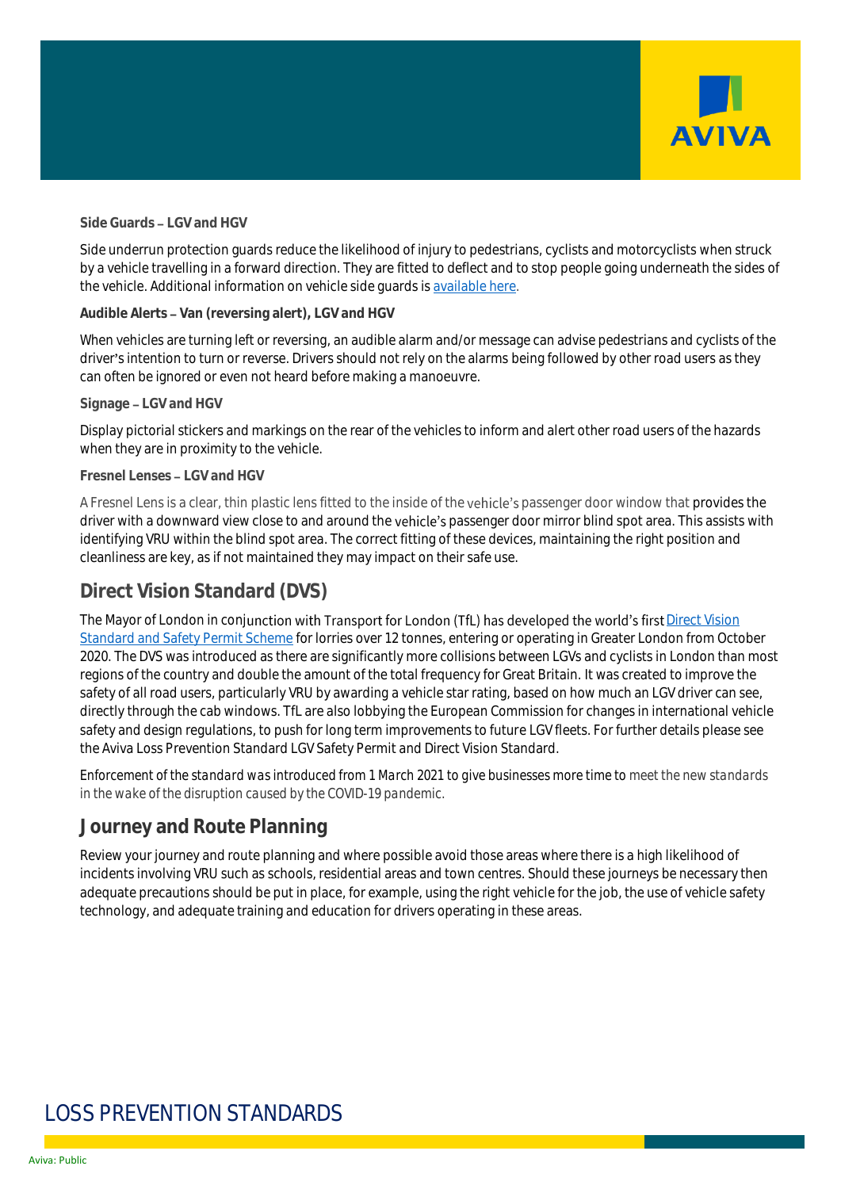**Side Guards – LGV and HGV**

Side underrun protection guards reduce the likelihood of injury to pedestrians, cyclists and motorcyclists when struck by a vehicle travelling in a forward direction. They are fitted to deflect and to stop people going underneath the sides of the vehicle. Additional information on vehicle side guards is available here.

**Audible Alerts – Van (reversing alert), LGV and HGV**

When vehicles are turning left or reversing, an audible alarm and/or message can advise pedestrians and cyclists of the driver's intention to turn or reverse. Drivers should not rely on the alarms being followed by other road users as they can often be ignored or even not heard before making a manoeuvre.

**Signage – LGV and HGV**

Display pictorial stickers and markings on the rear of the vehicles to inform and alert other road users of the hazards when they are in proximity to the vehicle.

**Fresnel Lenses – LGV and HGV**

A Fresnel Lens is a clear, thin plastic lens fitted to the inside of the vehicle's passenger door window that provides the driver with a downward view close to and around the vehicle's passenger door mirror blind spot area. This assists with identifying VRU within the blind spot area. The correct fitting of these devices, maintaining the right position and cleanliness are key, as if not maintained they may impact on their safe use.

## Direct Vision Standard (DVS)

The Mayor of London in conjunction with Transport for London (TfL) has developed the world's first Direct Vision Standard and Safety Permit Scheme for lorries over 12 tonnes, entering or operating in Greater London from October 2020. The DVS was introduced as there are significantly more collisions between LGVs and cyclists in London than most regions of the country and double the amount of the total frequency for Great Britain. It was created to improve the safety of all road users, particularly VRU by awarding a vehicle star rating, based on how much an LGV driver can see, directly through the cab windows. TfL are also lobbying the European Commission for changes in international vehicle safety and design regulations, to push for long term improvements to future LGV fleets. For further details please see the Aviva Loss Prevention Standard LGV Safety Permit and Direct Vision Standard.

Enforcement of the standard was introduced from 1 March 2021 to give businesses more time to meet the new standards in the wake of the disruption caused by the COVID-19 pandemic.

## Journey and Route Planning

Review your journey and route planning and where possible avoid those areas where there is a high likelihood of incidents involving VRU such as schools, residential areas and town centres. Should these journeys be necessary then adequate precautions should be put in place, for example, using the right vehicle for the job, the use of vehicle safety technology, and adequate training and education for drivers operating in these areas.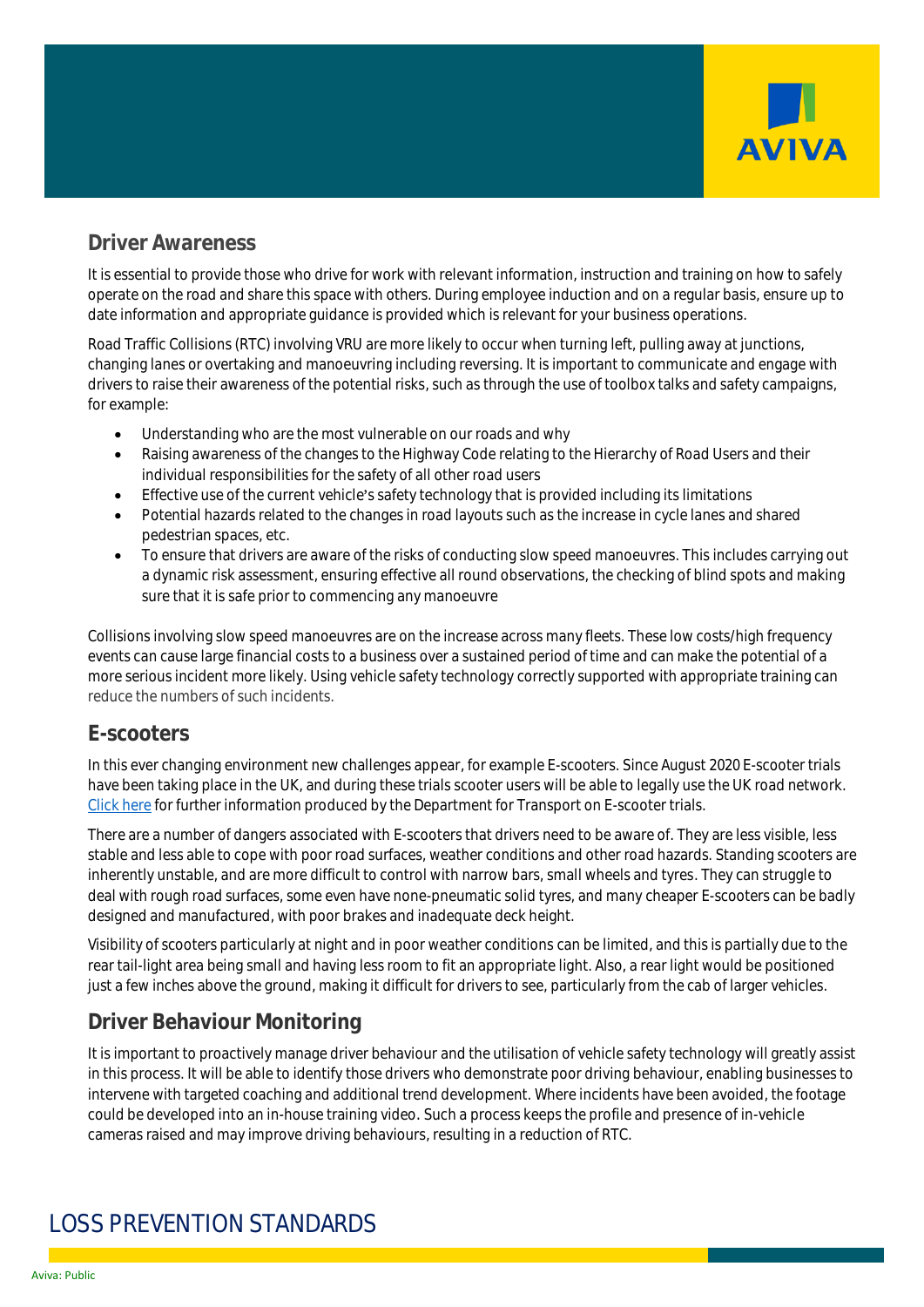## Driver Awareness

It is essential to provide those who drive for work with relevant information, instruction and training on how to safely operate on the road and share this space with others. During employee induction and on a regular basis, ensure up to date information and appropriate guidance is provided which is relevant for your business operations.

Road Traffic Collisions (RTC) involving VRU are more likely to occur when turning left, pulling away at junctions, changing lanes or overtaking and manoeuvring including reversing. It is important to communicate and engage with drivers to raise their awareness of the potential risks, such as through the use of toolbox talks and safety campaigns, for example:

- Understanding who are the most vulnerable on our roads and why
- Raising awareness of the changes to the Highway Code relating to the Hierarchy of Road Users and their individual responsibilities for the safety of all other road users
- Effective use of the current vehicle's safety technology that is provided including its limitations
- Potential hazards related to the changes in road layouts such as the increase in cycle lanes and shared pedestrian spaces, etc.
- To ensure that drivers are aware of the risks of conducting slow speed manoeuvres. This includes carrying out a dynamic risk assessment, ensuring effective all round observations, the checking of blind spots and making sure that it is safe prior to commencing any manoeuvre

Collisions involving slow speed manoeuvres are on the increase across many fleets. These low costs/high frequency events can cause large financial costs to a business over a sustained period of time and can make the potential of a more serious incident more likely. Using vehicle safety technology correctly supported with appropriate training can reduce the numbers of such incidents.

## E-scooters

In this ever changing environment new challenges appear, for example E-scooters. Since August 2020 E-scooter trials have been taking place in the UK, and during these trials scooter users will be able to legally use the UK road network. Click here for further information produced by the Department for Transport on E-scooter trials.

There are a number of dangers associated with E-scooters that drivers need to be aware of. They are less visible, less stable and less able to cope with poor road surfaces, weather conditions and other road hazards. Standing scooters are inherently unstable, and are more difficult to control with narrow bars, small wheels and tyres. They can struggle to deal with rough road surfaces, some even have none-pneumatic solid tyres, and many cheaper E-scooters can be badly designed and manufactured, with poor brakes and inadequate deck height.

Visibility of scooters particularly at night and in poor weather conditions can be limited, and this is partially due to the rear tail-light area being small and having less room to fit an appropriate light. Also, a rear light would be positioned just a few inches above the ground, making it difficult for drivers to see, particularly from the cab of larger vehicles.

## Driver Behaviour Monitoring

It is important to proactively manage driver behaviour and the utilisation of vehicle safety technology will greatly assist in this process. It will be able to identify those drivers who demonstrate poor driving behaviour, enabling businesses to intervene with targeted coaching and additional trend development. Where incidents have been avoided, the footage could be developed into an in-house training video. Such a process keeps the profile and presence of in-vehicle cameras raised and may improve driving behaviours, resulting in a reduction of RTC.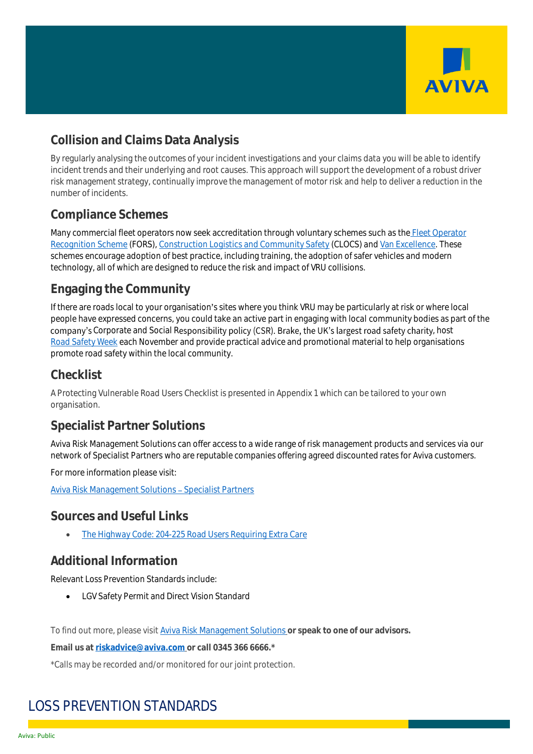## Collision and Claims Data Analysis

By regularly analysing the outcomes of your incident investigations and your claims data you will be able to identify incident trends and their underlying and root causes. This approach will support the development of a robust driver risk management strategy, continually improve the management of motor risk and help to deliver a reduction in the number of incidents.

## Compliance Schemes

Many commercial fleet operators now seek accreditation through voluntary schemes such as the Fleet Operator Recognition Scheme (FORS), Construction Logistics and Community Safety (CLOCS) and Van Excellence. These schemes encourage adoption of best practice, including training, the adoption of safer vehicles and modern technology, all of which are designed to reduce the risk and impact of VRU collisions.

## Engaging the Community

If there are roads local to your organisation's sites where you think VRU may be particularly at risk or where local people have expressed concerns, you could take an active part in engaging with local community bodies as part of the company's Corporate and Social Responsibility policy (CSR). Brake, the UK's largest road safety charity, host Road Safety Week each November and provide practical advice and promotional material to help organisations promote road safety within the local community.

## Checklist

A Protecting Vulnerable Road Users Checklist is presented in Appendix 1 which can be tailored to your own organisation.

## Specialist Partner Solutions

Aviva Risk Management Solutions can offer access to a wide range of risk management products and services via our network of Specialist Partners who are reputable companies offering agreed discounted rates for Aviva customers.

For more information please visit:

Aviva Risk Management Solutions – Specialist Partners

## Sources and Useful Links

- The Highway Code: 204-225 Road Users Requiring Extra Care

## Additional Information

Relevant Loss Prevention Standards include:

- LGV Safety Permit and Direct Vision Standard

To find out more, please visit Aviva Risk Management Solutions **or speak to one of our advisors.**

**Email us at riskadvice@aviva.com or call 0345 366 6666.***

*Calls may be recorded and/or monitored for our joint protection.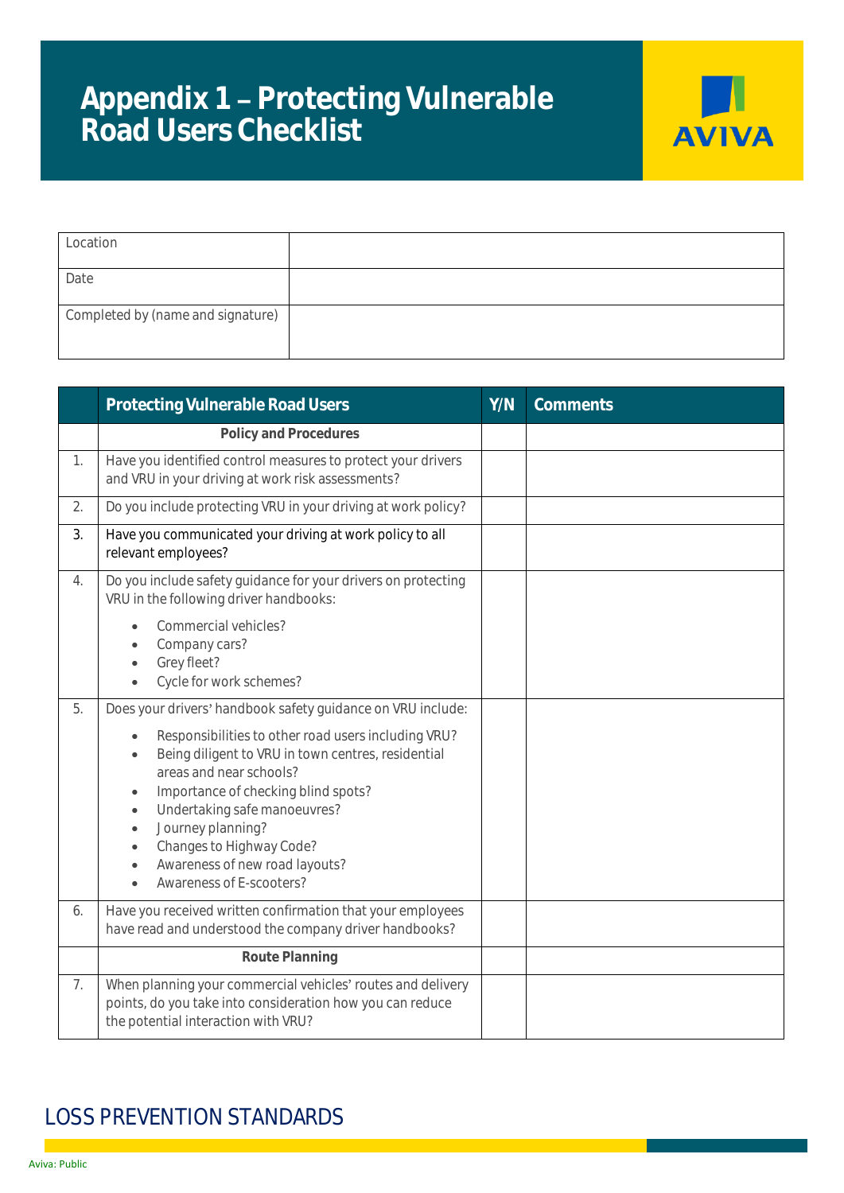# Appendix 1 – Protecting Vulnerable Road Users Checklist

| | |
|---|---|
| Location | |
| Date | |
| Completed by (name and signature) | |

| | Protecting Vulnerable Road Users | Y/N | Comments |
|---|---|---|---|
| | **Policy and Procedures** | | |
| 1. | Have you identified control measures to protect your drivers and VRU in your driving at work risk assessments? | | |
| 2. | Do you include protecting VRU in your driving at work policy? | | |
| 3. | Have you communicated your driving at work policy to all relevant employees? | | |
| 4. | Do you include safety guidance for your drivers on protecting VRU in the following driver handbooks:<br>• Commercial vehicles?<br>• Company cars?<br>• Grey fleet?<br>• Cycle for work schemes? | | |
| 5. | Does your drivers' handbook safety guidance on VRU include:<br>• Responsibilities to other road users including VRU?<br>• Being diligent to VRU in town centres, residential areas and near schools?<br>• Importance of checking blind spots?<br>• Undertaking safe manoeuvres?<br>• Journey planning?<br>• Changes to Highway Code?<br>• Awareness of new road layouts?<br>• Awareness of E-scooters? | | |
| 6. | Have you received written confirmation that your employees have read and understood the company driver handbooks? | | |
| | **Route Planning** | | |
| 7. | When planning your commercial vehicles' routes and delivery points, do you take into consideration how you can reduce the potential interaction with VRU? | | |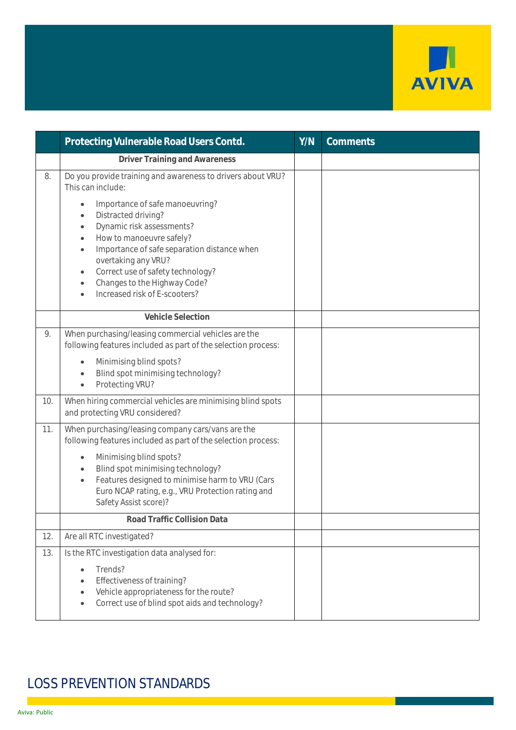| | Protecting Vulnerable Road Users Contd. | Y/N | Comments |
|---|---|---|---|
| | **Driver Training and Awareness** | | |
| 8. | Do you provide training and awareness to drivers about VRU? This can include: <br> • Importance of safe manoeuvring? <br> • Distracted driving? <br> • Dynamic risk assessments? <br> • How to manoeuvre safely? <br> • Importance of safe separation distance when overtaking any VRU? <br> • Correct use of safety technology? <br> • Changes to the Highway Code? <br> • Increased risk of E-scooters? | | |
| | **Vehicle Selection** | | |
| 9. | When purchasing/leasing commercial vehicles are the following features included as part of the selection process: <br> • Minimising blind spots? <br> • Blind spot minimising technology? <br> • Protecting VRU? | | |
| 10. | When hiring commercial vehicles are minimising blind spots and protecting VRU considered? | | |
| 11. | When purchasing/leasing company cars/vans are the following features included as part of the selection process: <br> • Minimising blind spots? <br> • Blind spot minimising technology? <br> • Features designed to minimise harm to VRU (Cars Euro NCAP rating, e.g., VRU Protection rating and Safety Assist score)? | | |
| | **Road Traffic Collision Data** | | |
| 12. | Are all RTC investigated? | | |
| 13. | Is the RTC investigation data analysed for: <br> • Trends? <br> • Effectiveness of training? <br> • Vehicle appropriateness for the route? <br> • Correct use of blind spot aids and technology? | | |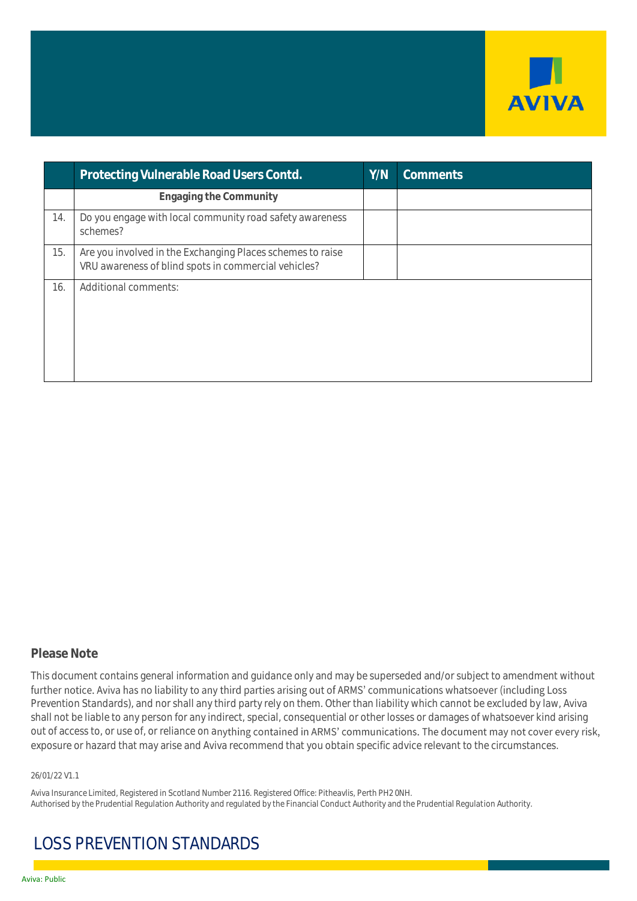| | Protecting Vulnerable Road Users Contd. | Y/N | Comments |
|---|---|---|---|
| | **Engaging the Community** | | |
| 14. | Do you engage with local community road safety awareness schemes? | | |
| 15. | Are you involved in the Exchanging Places schemes to raise VRU awareness of blind spots in commercial vehicles? | | |
| 16. | Additional comments: | | |

**Please Note**

This document contains general information and guidance only and may be superseded and/or subject to amendment without further notice. Aviva has no liability to any third parties arising out of ARMS' communications whatsoever (including Loss Prevention Standards), and nor shall any third party rely on them. Other than liability which cannot be excluded by law, Aviva shall not be liable to any person for any indirect, special, consequential or other losses or damages of whatsoever kind arising out of access to, or use of, or reliance on anything contained in ARMS' communications. The document may not cover every risk, exposure or hazard that may arise and Aviva recommend that you obtain specific advice relevant to the circumstances.

26/01/22 V1.1

Aviva Insurance Limited, Registered in Scotland Number 2116. Registered Office: Pitheavlis, Perth PH2 0NH.
Authorised by the Prudential Regulation Authority and regulated by the Financial Conduct Authority and the Prudential Regulation Authority.